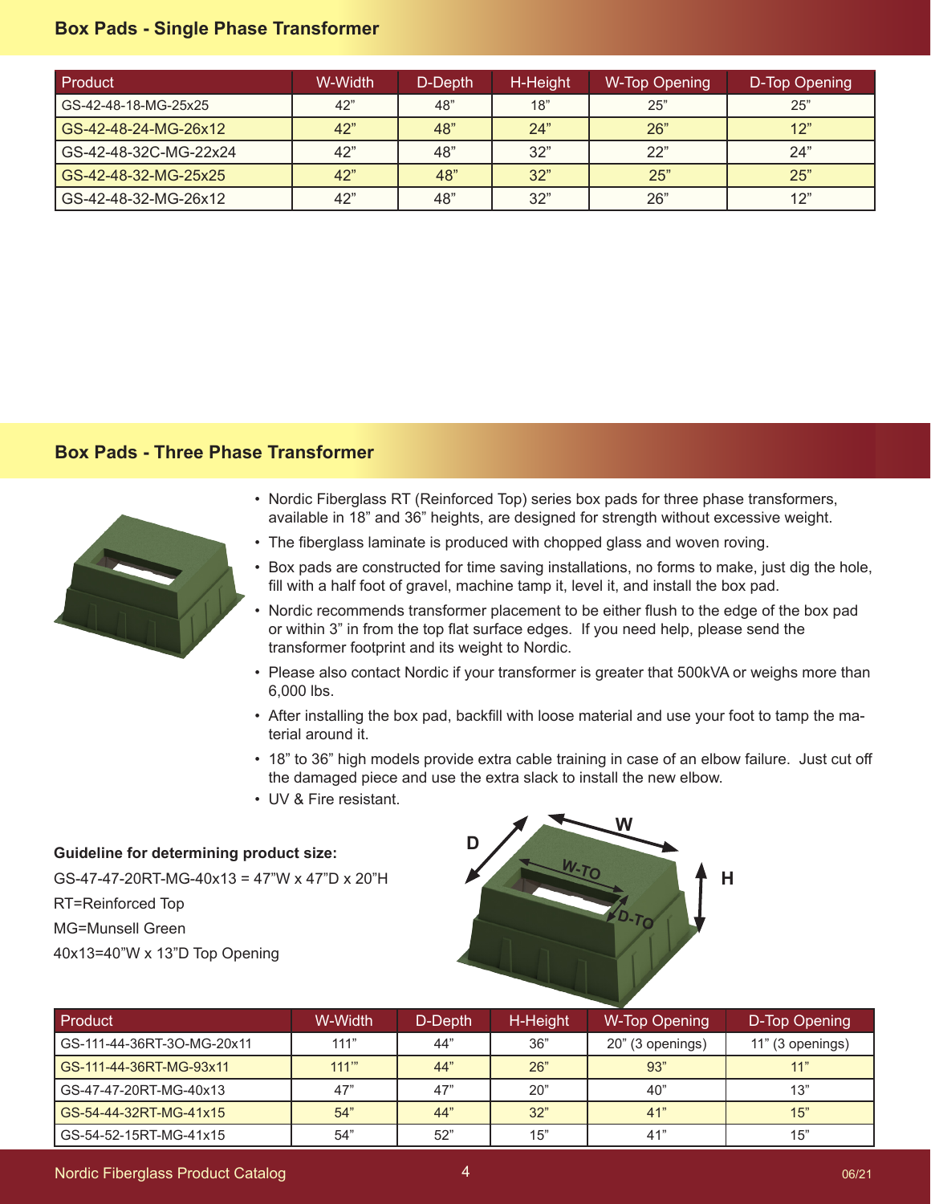## Box Pads - Single Phase Transformer

| Product | W-Width | D-Depth | H-Height | W-Top Opening | D-Top Opening |
|---|---|---|---|---|---|
| GS-42-48-18-MG-25x25 | 42” | 48” | 18” | 25” | 25” |
| GS-42-48-24-MG-26x12 | 42” | 48” | 24” | 26” | 12” |
| GS-42-48-32C-MG-22x24 | 42” | 48” | 32” | 22” | 24” |
| GS-42-48-32-MG-25x25 | 42” | 48” | 32” | 25” | 25” |
| GS-42-48-32-MG-26x12 | 42” | 48” | 32” | 26” | 12” |

## Box Pads - Three Phase Transformer

- Nordic Fiberglass RT (Reinforced Top) series box pads for three phase transformers, available in 18” and 36” heights, are designed for strength without excessive weight.
- The fiberglass laminate is produced with chopped glass and woven roving.
- Box pads are constructed for time saving installations, no forms to make, just dig the hole, fill with a half foot of gravel, machine tamp it, level it, and install the box pad.
- Nordic recommends transformer placement to be either flush to the edge of the box pad or within 3” in from the top flat surface edges. If you need help, please send the transformer footprint and its weight to Nordic.
- Please also contact Nordic if your transformer is greater that 500kVA or weighs more than 6,000 lbs.
- After installing the box pad, backfill with loose material and use your foot to tamp the material around it.
- 18” to 36” high models provide extra cable training in case of an elbow failure. Just cut off the damaged piece and use the extra slack to install the new elbow.
- UV & Fire resistant.

**Guideline for determining product size:**

GS-47-47-20RT-MG-40x13 = 47”W x 47”D x 20”H

RT=Reinforced Top

MG=Munsell Green

40x13=40”W x 13”D Top Opening

| Product | W-Width | D-Depth | H-Height | W-Top Opening | D-Top Opening |
|---|---|---|---|---|---|
| GS-111-44-36RT-3O-MG-20x11 | 111” | 44” | 36” | 20” (3 openings) | 11” (3 openings) |
| GS-111-44-36RT-MG-93x11 | 111’” | 44” | 26” | 93” | 11” |
| GS-47-47-20RT-MG-40x13 | 47” | 47” | 20” | 40” | 13” |
| GS-54-44-32RT-MG-41x15 | 54” | 44” | 32” | 41” | 15” |
| GS-54-52-15RT-MG-41x15 | 54” | 52” | 15” | 41” | 15” |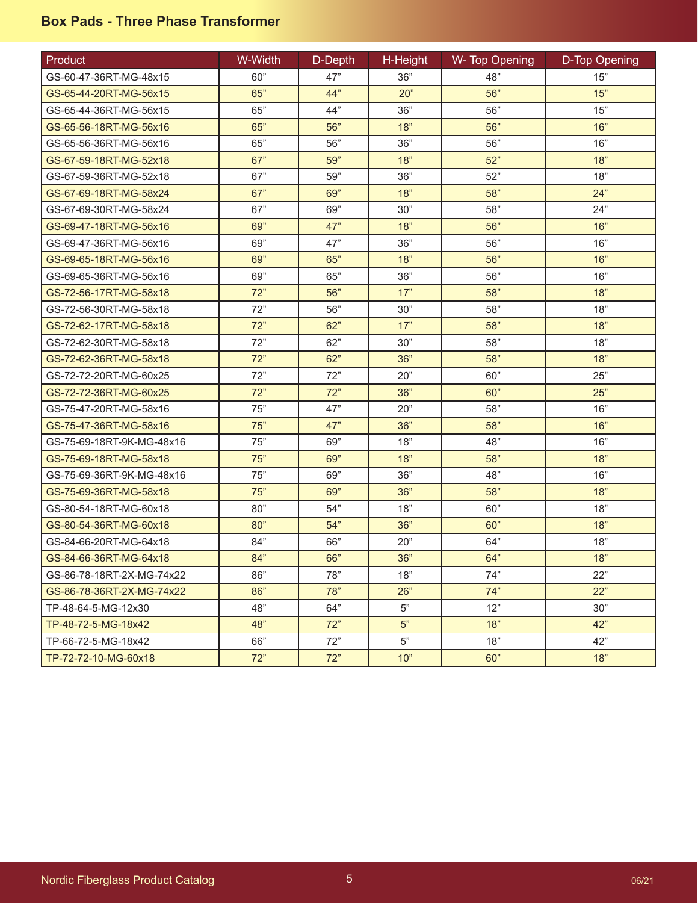## Box Pads - Three Phase Transformer

| Product | W-Width | D-Depth | H-Height | W- Top Opening | D-Top Opening |
|---|---|---|---|---|---|
| GS-60-47-36RT-MG-48x15 | 60” | 47” | 36” | 48” | 15” |
| GS-65-44-20RT-MG-56x15 | 65” | 44” | 20” | 56” | 15” |
| GS-65-44-36RT-MG-56x15 | 65” | 44” | 36” | 56” | 15” |
| GS-65-56-18RT-MG-56x16 | 65” | 56” | 18” | 56” | 16” |
| GS-65-56-36RT-MG-56x16 | 65” | 56” | 36” | 56” | 16” |
| GS-67-59-18RT-MG-52x18 | 67” | 59” | 18” | 52” | 18” |
| GS-67-59-36RT-MG-52x18 | 67” | 59” | 36” | 52” | 18” |
| GS-67-69-18RT-MG-58x24 | 67” | 69” | 18” | 58” | 24” |
| GS-67-69-30RT-MG-58x24 | 67” | 69” | 30” | 58” | 24” |
| GS-69-47-18RT-MG-56x16 | 69” | 47” | 18” | 56” | 16” |
| GS-69-47-36RT-MG-56x16 | 69” | 47” | 36” | 56” | 16” |
| GS-69-65-18RT-MG-56x16 | 69” | 65” | 18” | 56” | 16” |
| GS-69-65-36RT-MG-56x16 | 69” | 65” | 36” | 56” | 16” |
| GS-72-56-17RT-MG-58x18 | 72” | 56” | 17” | 58” | 18” |
| GS-72-56-30RT-MG-58x18 | 72” | 56” | 30” | 58” | 18” |
| GS-72-62-17RT-MG-58x18 | 72” | 62” | 17” | 58” | 18” |
| GS-72-62-30RT-MG-58x18 | 72” | 62” | 30” | 58” | 18” |
| GS-72-62-36RT-MG-58x18 | 72” | 62” | 36” | 58” | 18” |
| GS-72-72-20RT-MG-60x25 | 72” | 72” | 20” | 60” | 25” |
| GS-72-72-36RT-MG-60x25 | 72” | 72” | 36” | 60” | 25” |
| GS-75-47-20RT-MG-58x16 | 75” | 47” | 20” | 58” | 16” |
| GS-75-47-36RT-MG-58x16 | 75” | 47” | 36” | 58” | 16” |
| GS-75-69-18RT-9K-MG-48x16 | 75” | 69” | 18” | 48” | 16” |
| GS-75-69-18RT-MG-58x18 | 75” | 69” | 18” | 58” | 18” |
| GS-75-69-36RT-9K-MG-48x16 | 75” | 69” | 36” | 48” | 16” |
| GS-75-69-36RT-MG-58x18 | 75” | 69” | 36” | 58” | 18” |
| GS-80-54-18RT-MG-60x18 | 80” | 54” | 18” | 60” | 18” |
| GS-80-54-36RT-MG-60x18 | 80” | 54” | 36” | 60” | 18” |
| GS-84-66-20RT-MG-64x18 | 84” | 66” | 20” | 64” | 18” |
| GS-84-66-36RT-MG-64x18 | 84” | 66” | 36” | 64” | 18” |
| GS-86-78-18RT-2X-MG-74x22 | 86” | 78” | 18” | 74” | 22” |
| GS-86-78-36RT-2X-MG-74x22 | 86” | 78” | 26” | 74” | 22” |
| TP-48-64-5-MG-12x30 | 48” | 64” | 5” | 12” | 30” |
| TP-48-72-5-MG-18x42 | 48” | 72” | 5” | 18” | 42” |
| TP-66-72-5-MG-18x42 | 66” | 72” | 5” | 18” | 42” |
| TP-72-72-10-MG-60x18 | 72” | 72” | 10” | 60” | 18” |